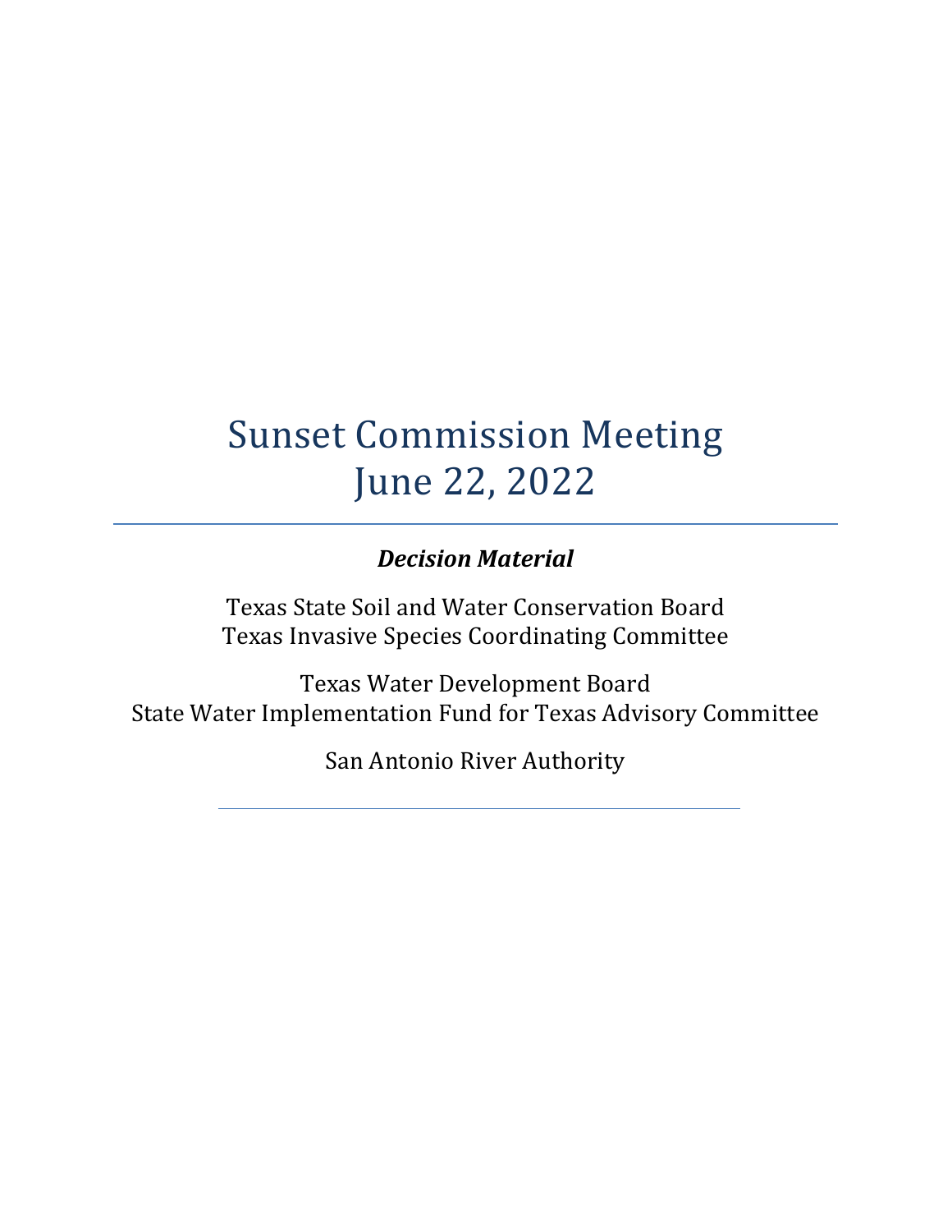# Sunset Commission Meeting
# June 22, 2022

***Decision Material***

Texas State Soil and Water Conservation Board
Texas Invasive Species Coordinating Committee

Texas Water Development Board
State Water Implementation Fund for Texas Advisory Committee

San Antonio River Authority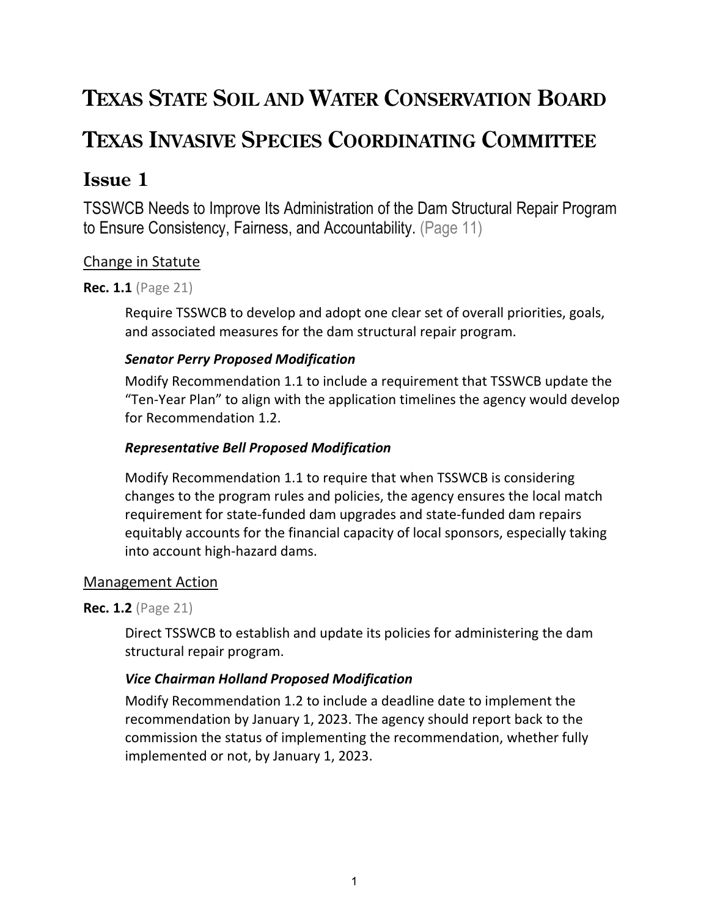# Texas State Soil and Water Conservation Board

# Texas Invasive Species Coordinating Committee

## Issue 1

TSSWCB Needs to Improve Its Administration of the Dam Structural Repair Program to Ensure Consistency, Fairness, and Accountability. (Page 11)

### Change in Statute

**Rec. 1.1** (Page 21)

Require TSSWCB to develop and adopt one clear set of overall priorities, goals, and associated measures for the dam structural repair program.

***Senator Perry Proposed Modification***

Modify Recommendation 1.1 to include a requirement that TSSWCB update the "Ten-Year Plan" to align with the application timelines the agency would develop for Recommendation 1.2.

***Representative Bell Proposed Modification***

Modify Recommendation 1.1 to require that when TSSWCB is considering changes to the program rules and policies, the agency ensures the local match requirement for state-funded dam upgrades and state-funded dam repairs equitably accounts for the financial capacity of local sponsors, especially taking into account high-hazard dams.

### Management Action

**Rec. 1.2** (Page 21)

Direct TSSWCB to establish and update its policies for administering the dam structural repair program.

***Vice Chairman Holland Proposed Modification***

Modify Recommendation 1.2 to include a deadline date to implement the recommendation by January 1, 2023. The agency should report back to the commission the status of implementing the recommendation, whether fully implemented or not, by January 1, 2023.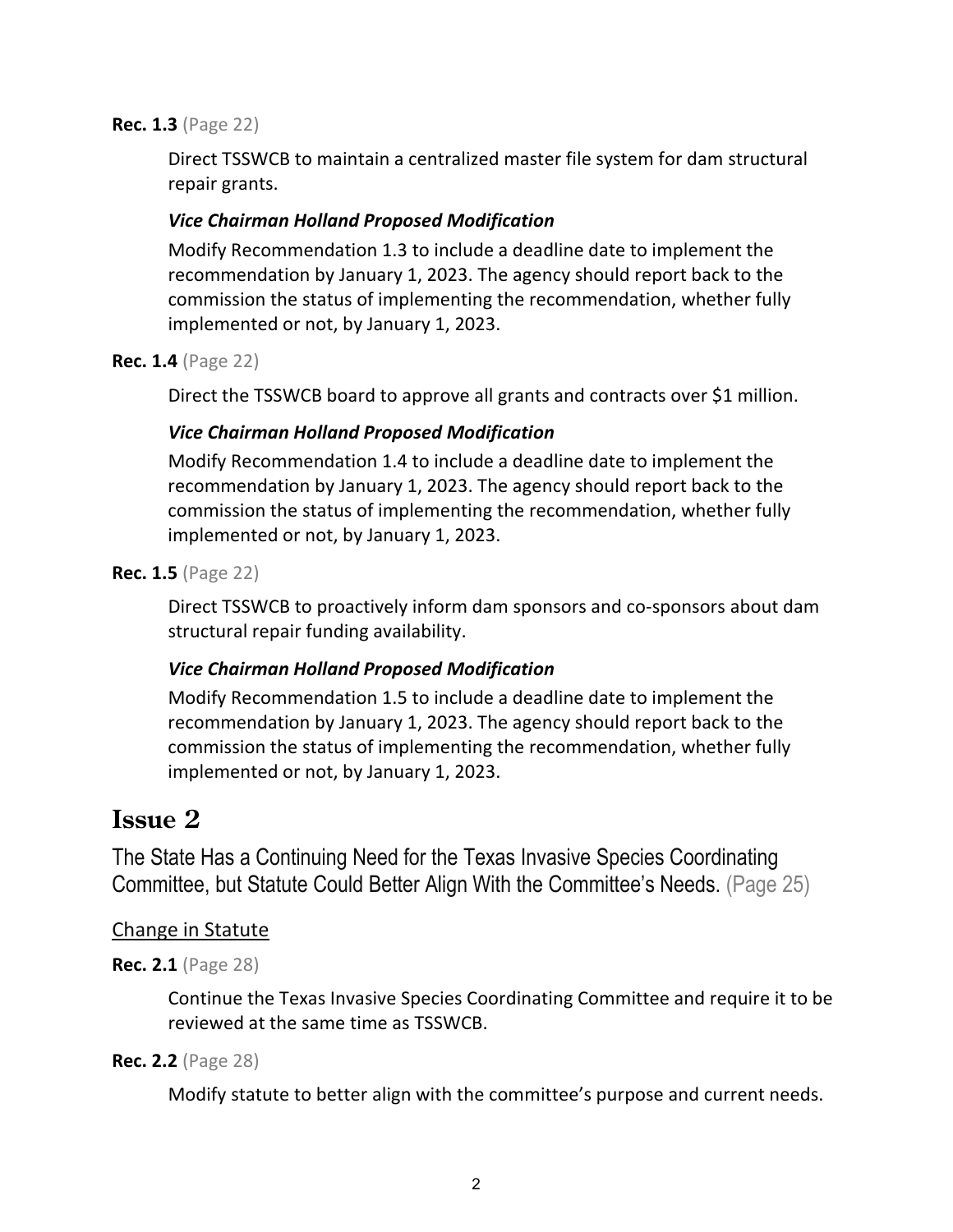**Rec. 1.3** (Page 22)

Direct TSSWCB to maintain a centralized master file system for dam structural repair grants.

***Vice Chairman Holland Proposed Modification***

Modify Recommendation 1.3 to include a deadline date to implement the recommendation by January 1, 2023. The agency should report back to the commission the status of implementing the recommendation, whether fully implemented or not, by January 1, 2023.

**Rec. 1.4** (Page 22)

Direct the TSSWCB board to approve all grants and contracts over $1 million.

***Vice Chairman Holland Proposed Modification***

Modify Recommendation 1.4 to include a deadline date to implement the recommendation by January 1, 2023. The agency should report back to the commission the status of implementing the recommendation, whether fully implemented or not, by January 1, 2023.

**Rec. 1.5** (Page 22)

Direct TSSWCB to proactively inform dam sponsors and co-sponsors about dam structural repair funding availability.

***Vice Chairman Holland Proposed Modification***

Modify Recommendation 1.5 to include a deadline date to implement the recommendation by January 1, 2023. The agency should report back to the commission the status of implementing the recommendation, whether fully implemented or not, by January 1, 2023.

# Issue 2

## The State Has a Continuing Need for the Texas Invasive Species Coordinating Committee, but Statute Could Better Align With the Committee's Needs. (Page 25)

Change in Statute

**Rec. 2.1** (Page 28)

Continue the Texas Invasive Species Coordinating Committee and require it to be reviewed at the same time as TSSWCB.

**Rec. 2.2** (Page 28)

Modify statute to better align with the committee's purpose and current needs.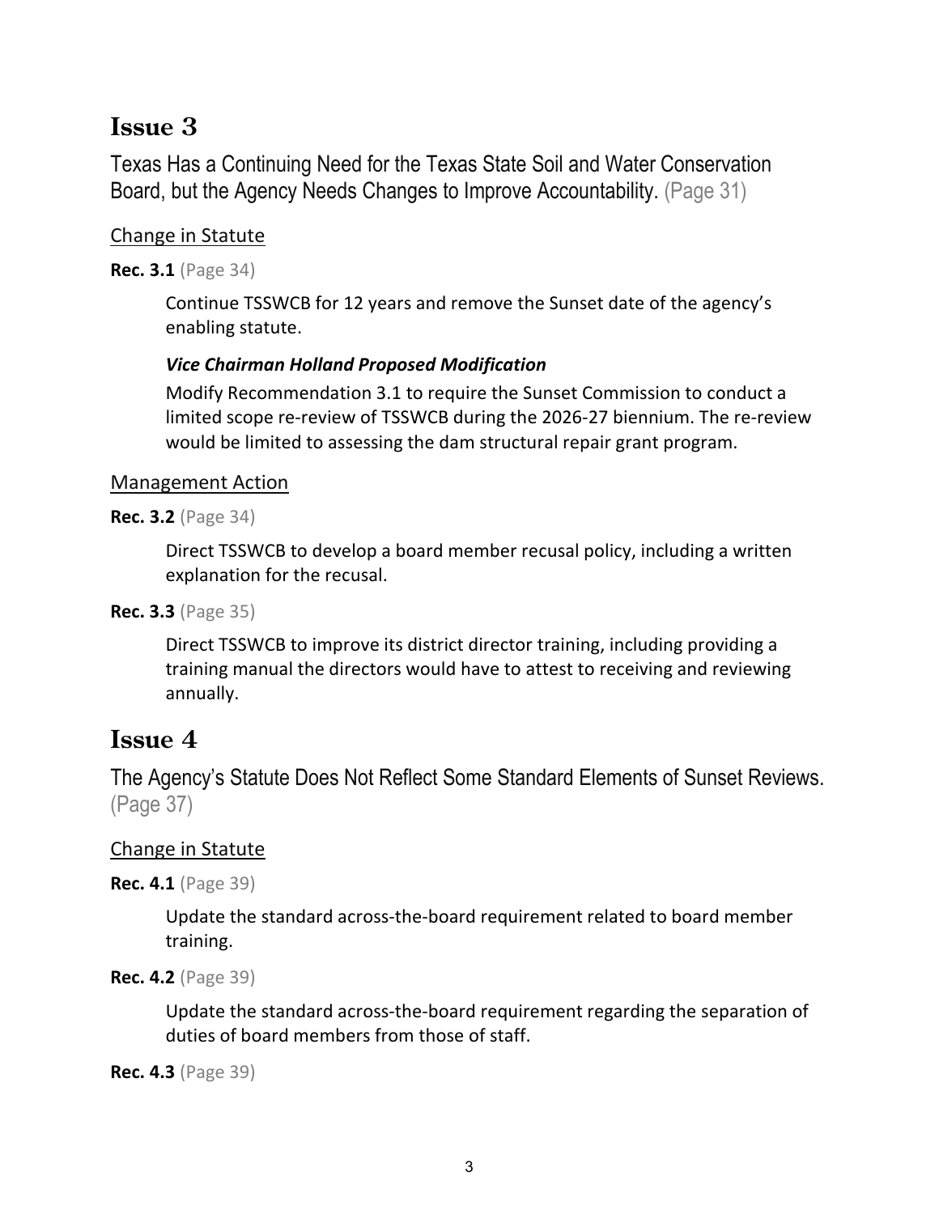# Issue 3

Texas Has a Continuing Need for the Texas State Soil and Water Conservation Board, but the Agency Needs Changes to Improve Accountability. (Page 31)

## Change in Statute

**Rec. 3.1** (Page 34)

Continue TSSWCB for 12 years and remove the Sunset date of the agency's enabling statute.

***Vice Chairman Holland Proposed Modification***

Modify Recommendation 3.1 to require the Sunset Commission to conduct a limited scope re-review of TSSWCB during the 2026-27 biennium. The re-review would be limited to assessing the dam structural repair grant program.

## Management Action

**Rec. 3.2** (Page 34)

Direct TSSWCB to develop a board member recusal policy, including a written explanation for the recusal.

**Rec. 3.3** (Page 35)

Direct TSSWCB to improve its district director training, including providing a training manual the directors would have to attest to receiving and reviewing annually.

# Issue 4

The Agency's Statute Does Not Reflect Some Standard Elements of Sunset Reviews. (Page 37)

## Change in Statute

**Rec. 4.1** (Page 39)

Update the standard across-the-board requirement related to board member training.

**Rec. 4.2** (Page 39)

Update the standard across-the-board requirement regarding the separation of duties of board members from those of staff.

**Rec. 4.3** (Page 39)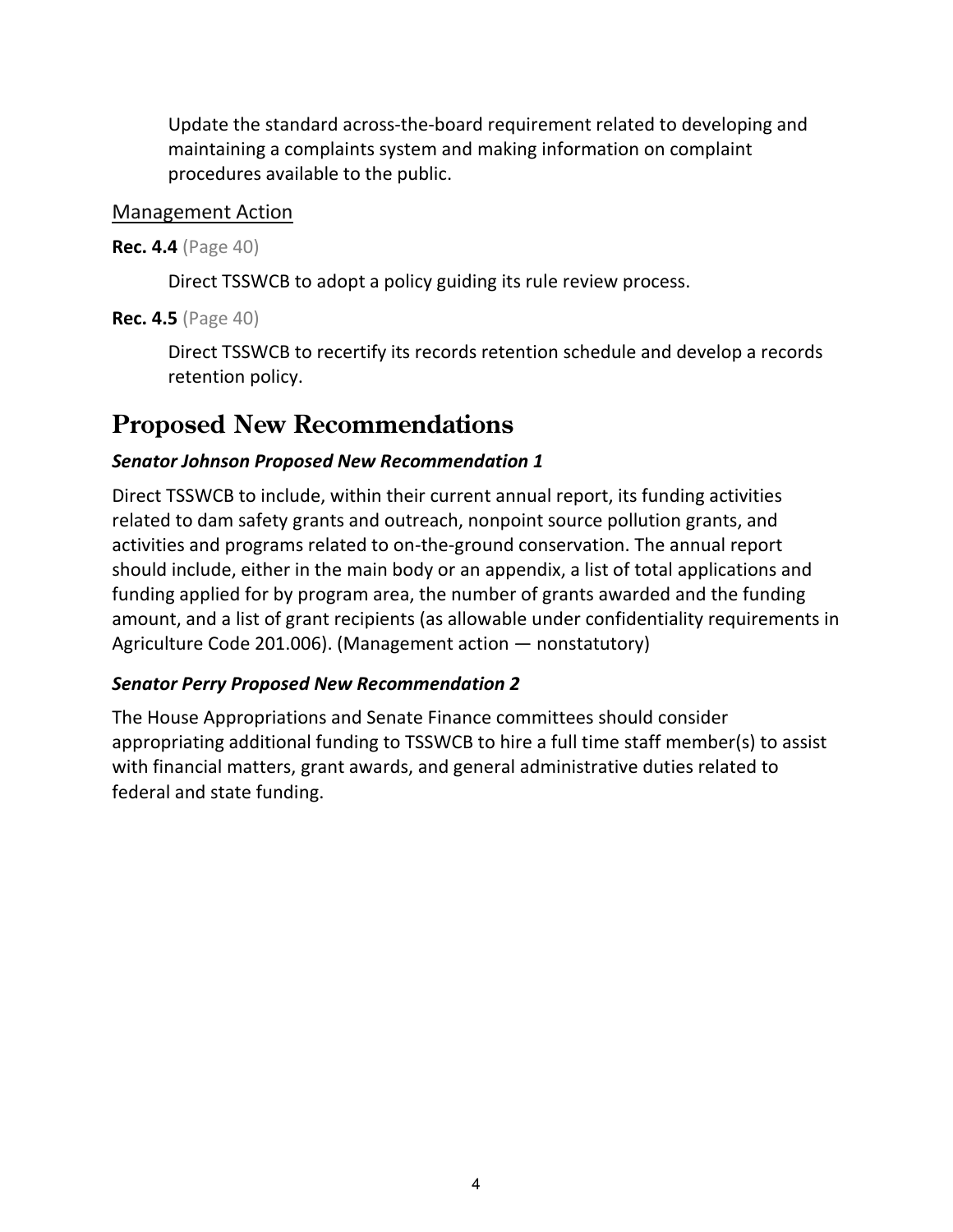Update the standard across-the-board requirement related to developing and maintaining a complaints system and making information on complaint procedures available to the public.

### Management Action

**Rec. 4.4** (Page 40)

Direct TSSWCB to adopt a policy guiding its rule review process.

**Rec. 4.5** (Page 40)

Direct TSSWCB to recertify its records retention schedule and develop a records retention policy.

## Proposed New Recommendations

***Senator Johnson Proposed New Recommendation 1***

Direct TSSWCB to include, within their current annual report, its funding activities related to dam safety grants and outreach, nonpoint source pollution grants, and activities and programs related to on-the-ground conservation. The annual report should include, either in the main body or an appendix, a list of total applications and funding applied for by program area, the number of grants awarded and the funding amount, and a list of grant recipients (as allowable under confidentiality requirements in Agriculture Code 201.006). (Management action — nonstatutory)

***Senator Perry Proposed New Recommendation 2***

The House Appropriations and Senate Finance committees should consider appropriating additional funding to TSSWCB to hire a full time staff member(s) to assist with financial matters, grant awards, and general administrative duties related to federal and state funding.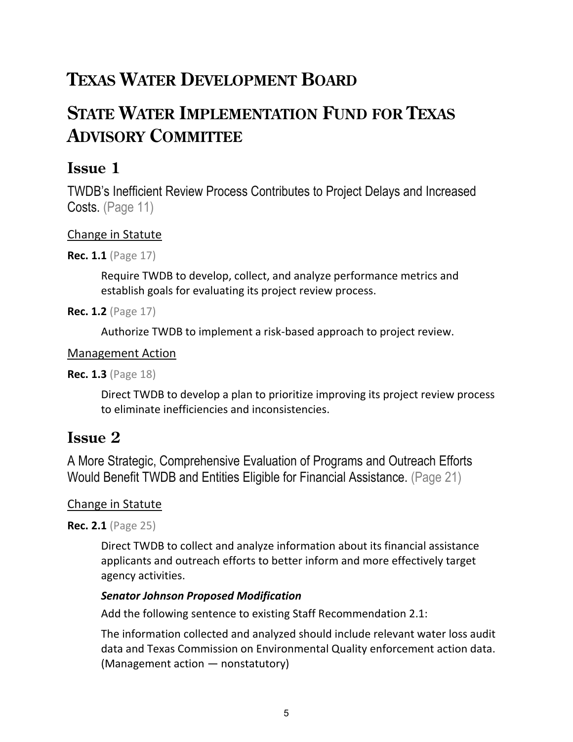# Texas Water Development Board

# State Water Implementation Fund for Texas Advisory Committee

## Issue 1

TWDB's Inefficient Review Process Contributes to Project Delays and Increased Costs. (Page 11)

Change in Statute

**Rec. 1.1** (Page 17)

Require TWDB to develop, collect, and analyze performance metrics and establish goals for evaluating its project review process.

**Rec. 1.2** (Page 17)

Authorize TWDB to implement a risk-based approach to project review.

Management Action

**Rec. 1.3** (Page 18)

Direct TWDB to develop a plan to prioritize improving its project review process to eliminate inefficiencies and inconsistencies.

## Issue 2

A More Strategic, Comprehensive Evaluation of Programs and Outreach Efforts Would Benefit TWDB and Entities Eligible for Financial Assistance. (Page 21)

Change in Statute

**Rec. 2.1** (Page 25)

Direct TWDB to collect and analyze information about its financial assistance applicants and outreach efforts to better inform and more effectively target agency activities.

***Senator Johnson Proposed Modification***

Add the following sentence to existing Staff Recommendation 2.1:

The information collected and analyzed should include relevant water loss audit data and Texas Commission on Environmental Quality enforcement action data. (Management action — nonstatutory)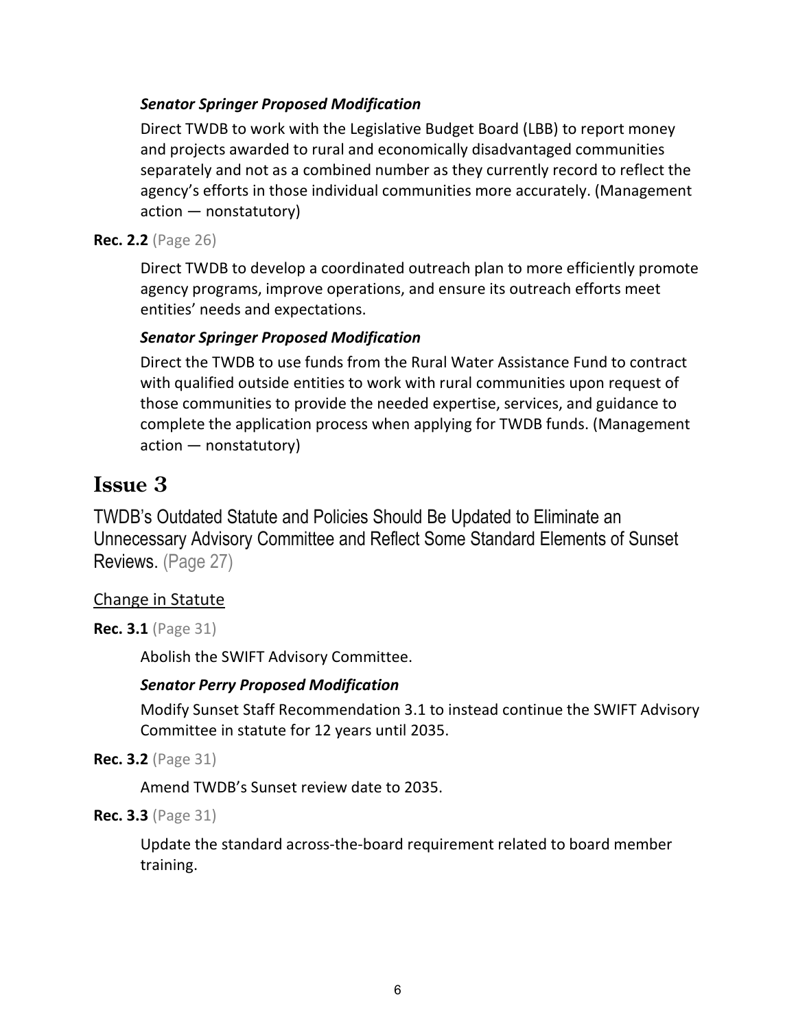***Senator Springer Proposed Modification***

Direct TWDB to work with the Legislative Budget Board (LBB) to report money and projects awarded to rural and economically disadvantaged communities separately and not as a combined number as they currently record to reflect the agency's efforts in those individual communities more accurately. (Management action — nonstatutory)

**Rec. 2.2** (Page 26)

Direct TWDB to develop a coordinated outreach plan to more efficiently promote agency programs, improve operations, and ensure its outreach efforts meet entities' needs and expectations.

***Senator Springer Proposed Modification***

Direct the TWDB to use funds from the Rural Water Assistance Fund to contract with qualified outside entities to work with rural communities upon request of those communities to provide the needed expertise, services, and guidance to complete the application process when applying for TWDB funds. (Management action — nonstatutory)

# Issue 3

TWDB's Outdated Statute and Policies Should Be Updated to Eliminate an Unnecessary Advisory Committee and Reflect Some Standard Elements of Sunset Reviews. (Page 27)

Change in Statute

**Rec. 3.1** (Page 31)

Abolish the SWIFT Advisory Committee.

***Senator Perry Proposed Modification***

Modify Sunset Staff Recommendation 3.1 to instead continue the SWIFT Advisory Committee in statute for 12 years until 2035.

**Rec. 3.2** (Page 31)

Amend TWDB's Sunset review date to 2035.

**Rec. 3.3** (Page 31)

Update the standard across-the-board requirement related to board member training.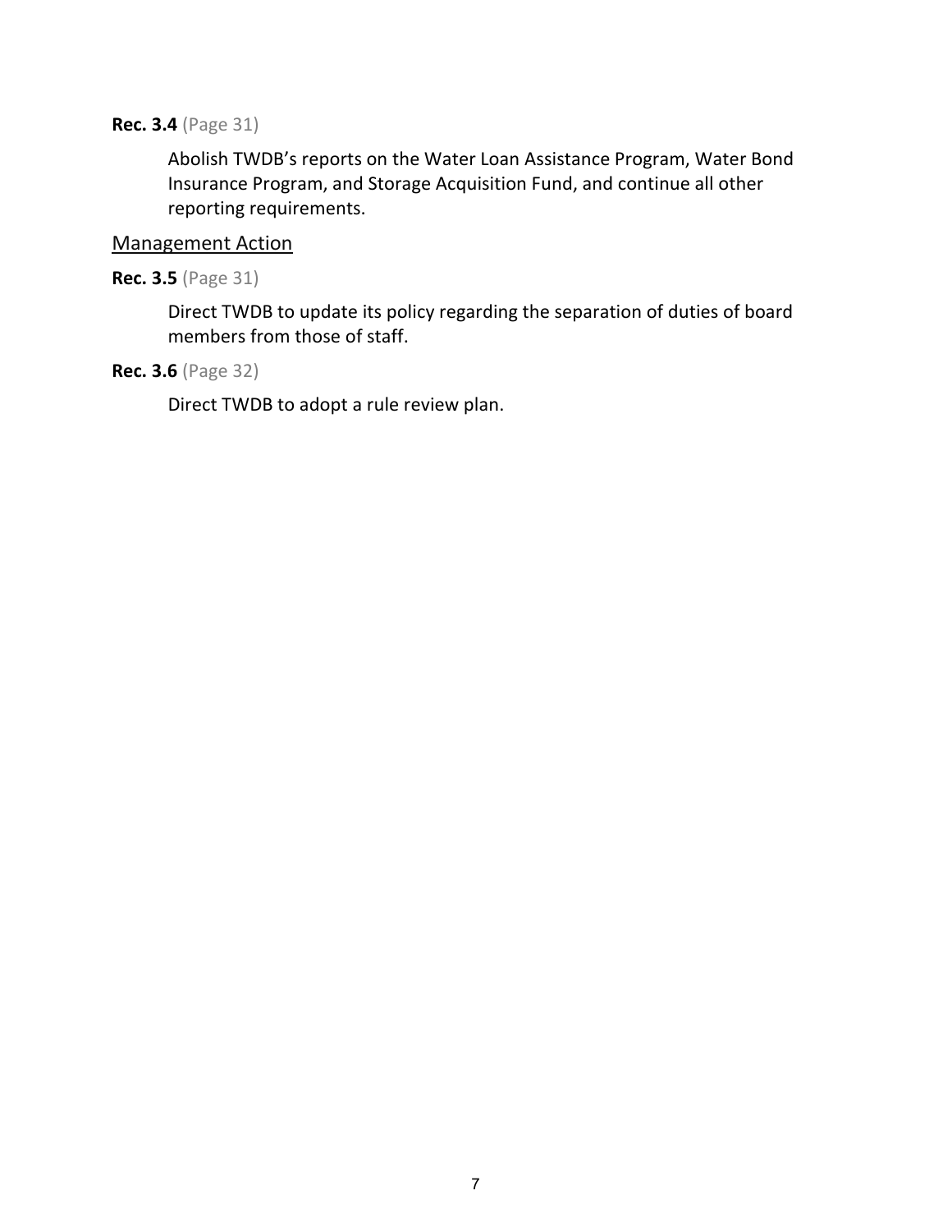**Rec. 3.4** (Page 31)

Abolish TWDB's reports on the Water Loan Assistance Program, Water Bond Insurance Program, and Storage Acquisition Fund, and continue all other reporting requirements.

<u>Management Action</u>

**Rec. 3.5** (Page 31)

Direct TWDB to update its policy regarding the separation of duties of board members from those of staff.

**Rec. 3.6** (Page 32)

Direct TWDB to adopt a rule review plan.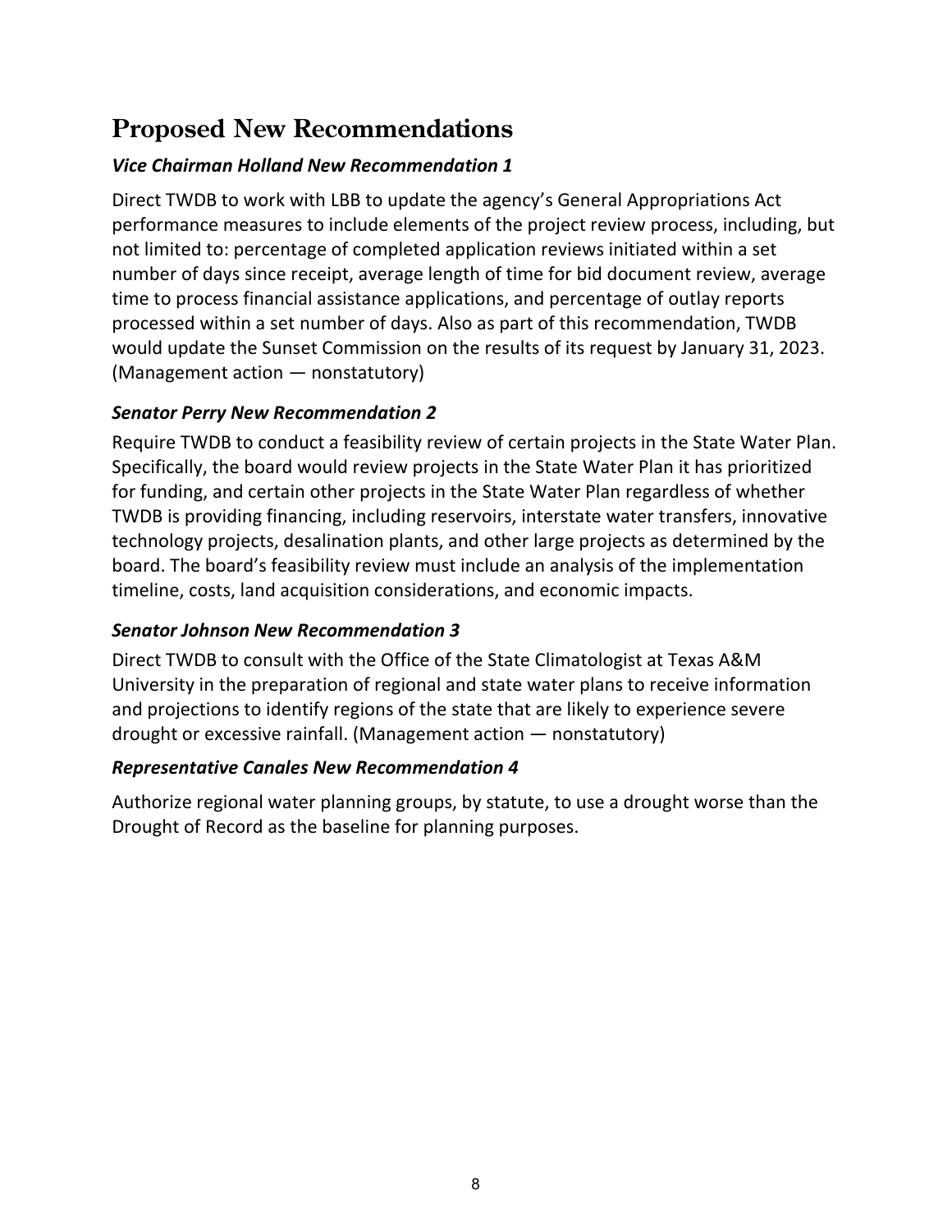## Proposed New Recommendations

### *Vice Chairman Holland New Recommendation 1*

Direct TWDB to work with LBB to update the agency's General Appropriations Act performance measures to include elements of the project review process, including, but not limited to: percentage of completed application reviews initiated within a set number of days since receipt, average length of time for bid document review, average time to process financial assistance applications, and percentage of outlay reports processed within a set number of days. Also as part of this recommendation, TWDB would update the Sunset Commission on the results of its request by January 31, 2023. (Management action — nonstatutory)

### *Senator Perry New Recommendation 2*

Require TWDB to conduct a feasibility review of certain projects in the State Water Plan. Specifically, the board would review projects in the State Water Plan it has prioritized for funding, and certain other projects in the State Water Plan regardless of whether TWDB is providing financing, including reservoirs, interstate water transfers, innovative technology projects, desalination plants, and other large projects as determined by the board. The board's feasibility review must include an analysis of the implementation timeline, costs, land acquisition considerations, and economic impacts.

### *Senator Johnson New Recommendation 3*

Direct TWDB to consult with the Office of the State Climatologist at Texas A&M University in the preparation of regional and state water plans to receive information and projections to identify regions of the state that are likely to experience severe drought or excessive rainfall. (Management action — nonstatutory)

### *Representative Canales New Recommendation 4*

Authorize regional water planning groups, by statute, to use a drought worse than the Drought of Record as the baseline for planning purposes.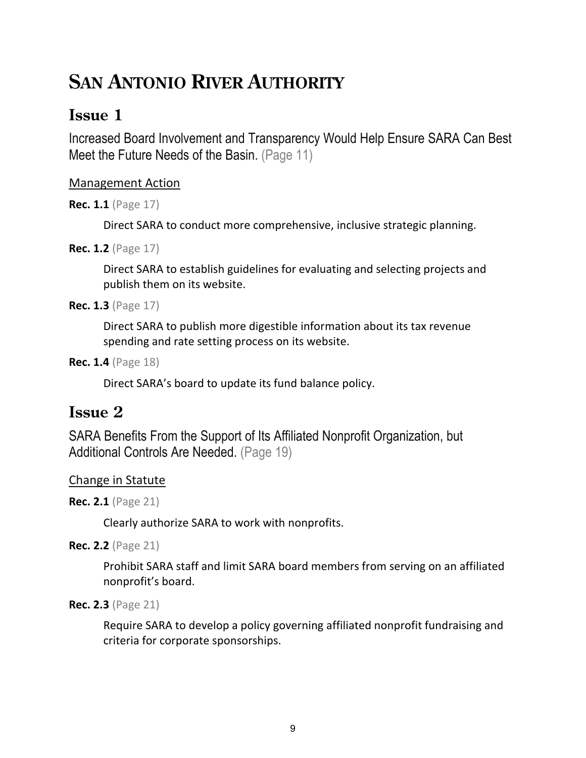# San Antonio River Authority

## Issue 1

Increased Board Involvement and Transparency Would Help Ensure SARA Can Best Meet the Future Needs of the Basin. (Page 11)

### Management Action

**Rec. 1.1** (Page 17)

Direct SARA to conduct more comprehensive, inclusive strategic planning.

**Rec. 1.2** (Page 17)

Direct SARA to establish guidelines for evaluating and selecting projects and publish them on its website.

**Rec. 1.3** (Page 17)

Direct SARA to publish more digestible information about its tax revenue spending and rate setting process on its website.

**Rec. 1.4** (Page 18)

Direct SARA's board to update its fund balance policy.

## Issue 2

SARA Benefits From the Support of Its Affiliated Nonprofit Organization, but Additional Controls Are Needed. (Page 19)

### Change in Statute

**Rec. 2.1** (Page 21)

Clearly authorize SARA to work with nonprofits.

**Rec. 2.2** (Page 21)

Prohibit SARA staff and limit SARA board members from serving on an affiliated nonprofit's board.

**Rec. 2.3** (Page 21)

Require SARA to develop a policy governing affiliated nonprofit fundraising and criteria for corporate sponsorships.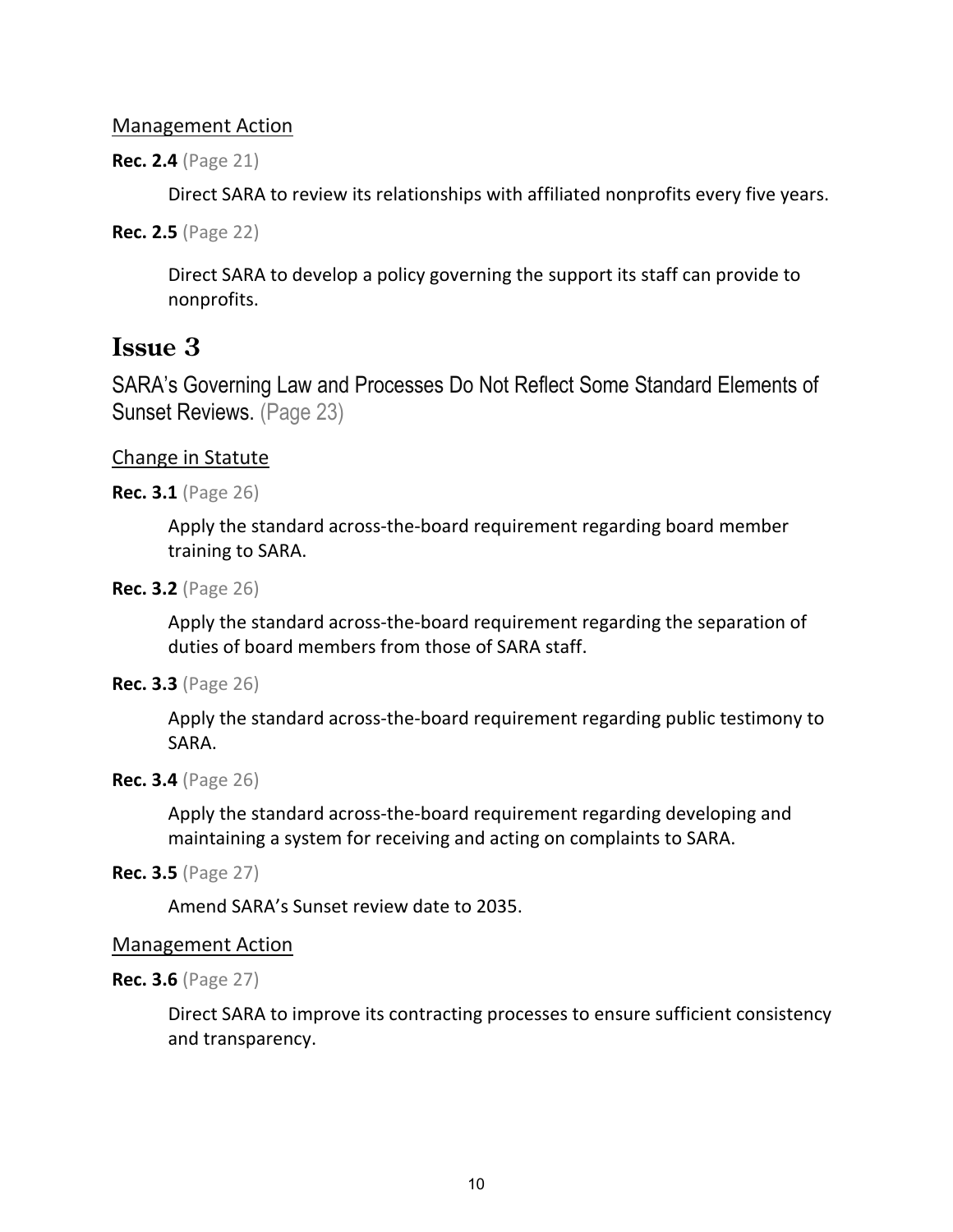### Management Action

**Rec. 2.4** (Page 21)

Direct SARA to review its relationships with affiliated nonprofits every five years.

**Rec. 2.5** (Page 22)

Direct SARA to develop a policy governing the support its staff can provide to nonprofits.

## Issue 3

SARA's Governing Law and Processes Do Not Reflect Some Standard Elements of Sunset Reviews. (Page 23)

### Change in Statute

**Rec. 3.1** (Page 26)

Apply the standard across-the-board requirement regarding board member training to SARA.

**Rec. 3.2** (Page 26)

Apply the standard across-the-board requirement regarding the separation of duties of board members from those of SARA staff.

**Rec. 3.3** (Page 26)

Apply the standard across-the-board requirement regarding public testimony to SARA.

**Rec. 3.4** (Page 26)

Apply the standard across-the-board requirement regarding developing and maintaining a system for receiving and acting on complaints to SARA.

**Rec. 3.5** (Page 27)

Amend SARA's Sunset review date to 2035.

### Management Action

**Rec. 3.6** (Page 27)

Direct SARA to improve its contracting processes to ensure sufficient consistency and transparency.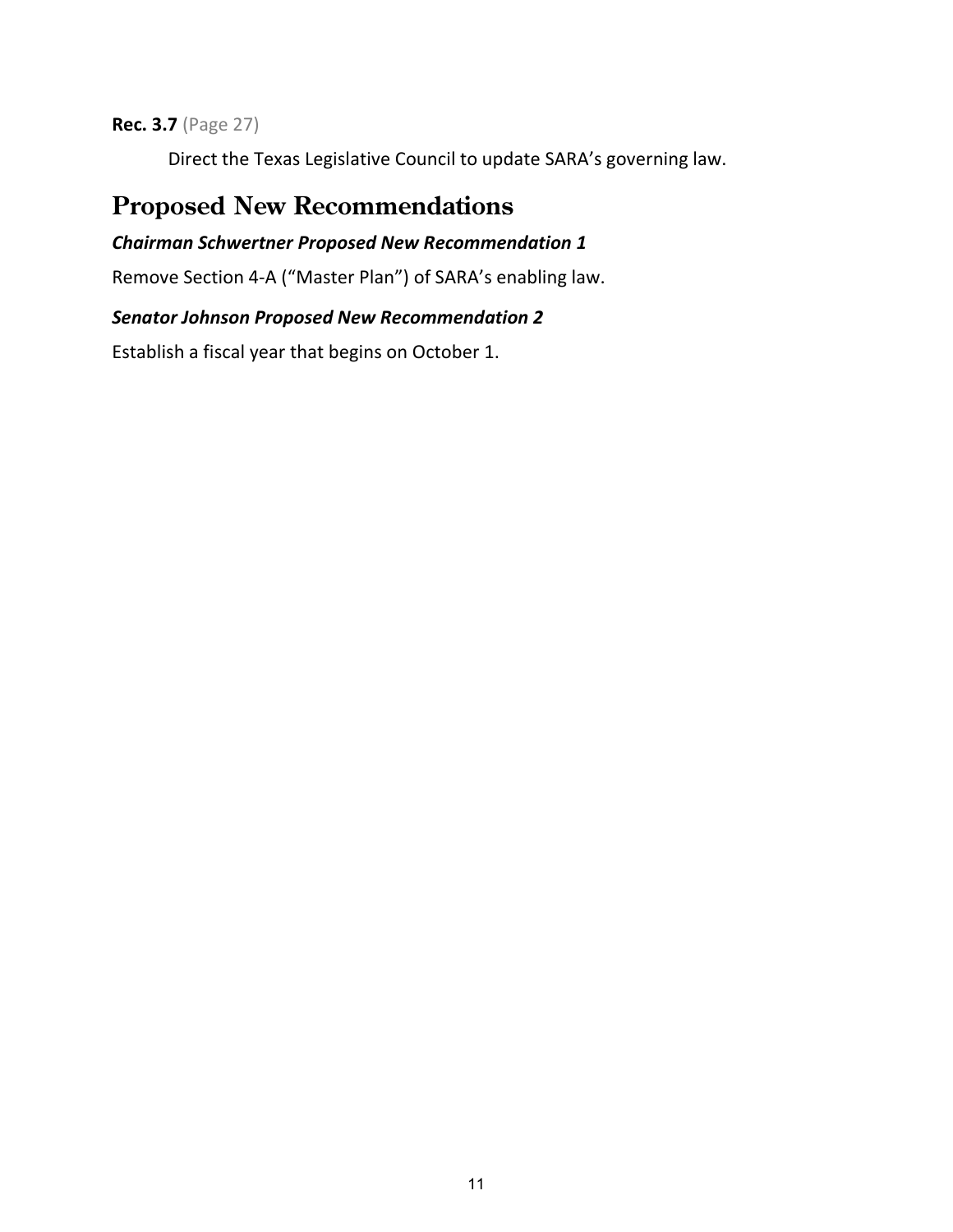**Rec. 3.7** (Page 27)

Direct the Texas Legislative Council to update SARA's governing law.

## Proposed New Recommendations

***Chairman Schwertner Proposed New Recommendation 1***

Remove Section 4-A ("Master Plan") of SARA's enabling law.

***Senator Johnson Proposed New Recommendation 2***

Establish a fiscal year that begins on October 1.